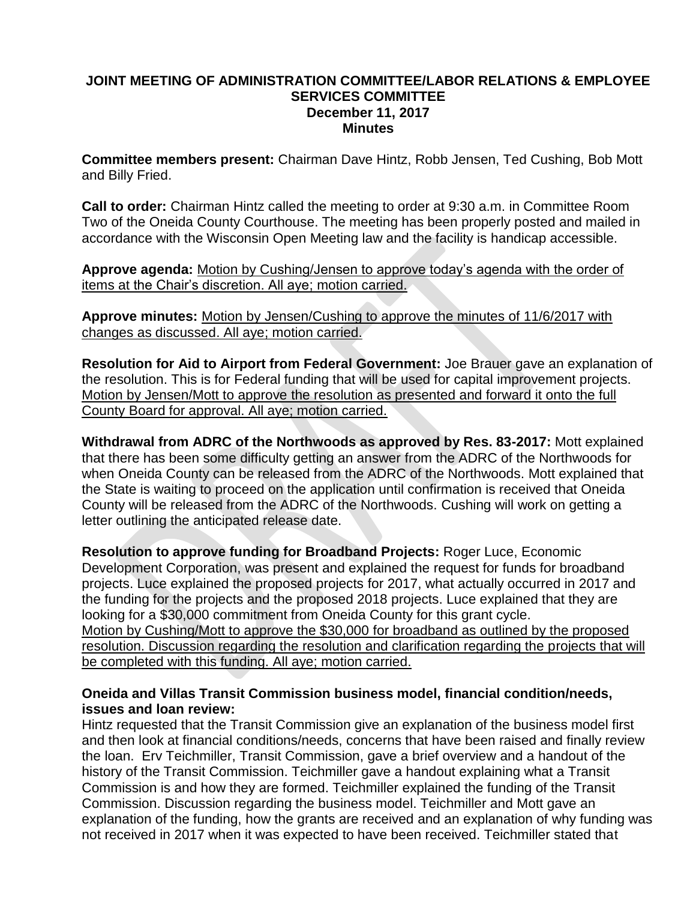# JOINT MEETING OF ADMINISTRATION COMMITTEE/LABOR RELATIONS & EMPLOYEE SERVICES COMMITTEE
## December 11, 2017
## Minutes

**Committee members present:** Chairman Dave Hintz, Robb Jensen, Ted Cushing, Bob Mott and Billy Fried.

**Call to order:** Chairman Hintz called the meeting to order at 9:30 a.m. in Committee Room Two of the Oneida County Courthouse. The meeting has been properly posted and mailed in accordance with the Wisconsin Open Meeting law and the facility is handicap accessible.

**Approve agenda:** <u>Motion by Cushing/Jensen to approve today's agenda with the order of items at the Chair's discretion. All aye; motion carried.</u>

**Approve minutes:** <u>Motion by Jensen/Cushing to approve the minutes of 11/6/2017 with changes as discussed. All aye; motion carried.</u>

**Resolution for Aid to Airport from Federal Government:** Joe Brauer gave an explanation of the resolution. This is for Federal funding that will be used for capital improvement projects. <u>Motion by Jensen/Mott to approve the resolution as presented and forward it onto the full County Board for approval. All aye; motion carried.</u>

**Withdrawal from ADRC of the Northwoods as approved by Res. 83-2017:** Mott explained that there has been some difficulty getting an answer from the ADRC of the Northwoods for when Oneida County can be released from the ADRC of the Northwoods. Mott explained that the State is waiting to proceed on the application until confirmation is received that Oneida County will be released from the ADRC of the Northwoods. Cushing will work on getting a letter outlining the anticipated release date.

**Resolution to approve funding for Broadband Projects:** Roger Luce, Economic Development Corporation, was present and explained the request for funds for broadband projects. Luce explained the proposed projects for 2017, what actually occurred in 2017 and the funding for the projects and the proposed 2018 projects. Luce explained that they are looking for a $30,000 commitment from Oneida County for this grant cycle.
<u>Motion by Cushing/Mott to approve the $30,000 for broadband as outlined by the proposed resolution. Discussion regarding the resolution and clarification regarding the projects that will be completed with this funding. All aye; motion carried.</u>

**Oneida and Villas Transit Commission business model, financial condition/needs, issues and loan review:**
Hintz requested that the Transit Commission give an explanation of the business model first and then look at financial conditions/needs, concerns that have been raised and finally review the loan. Erv Teichmiller, Transit Commission, gave a brief overview and a handout of the history of the Transit Commission. Teichmiller gave a handout explaining what a Transit Commission is and how they are formed. Teichmiller explained the funding of the Transit Commission. Discussion regarding the business model. Teichmiller and Mott gave an explanation of the funding, how the grants are received and an explanation of why funding was not received in 2017 when it was expected to have been received. Teichmiller stated that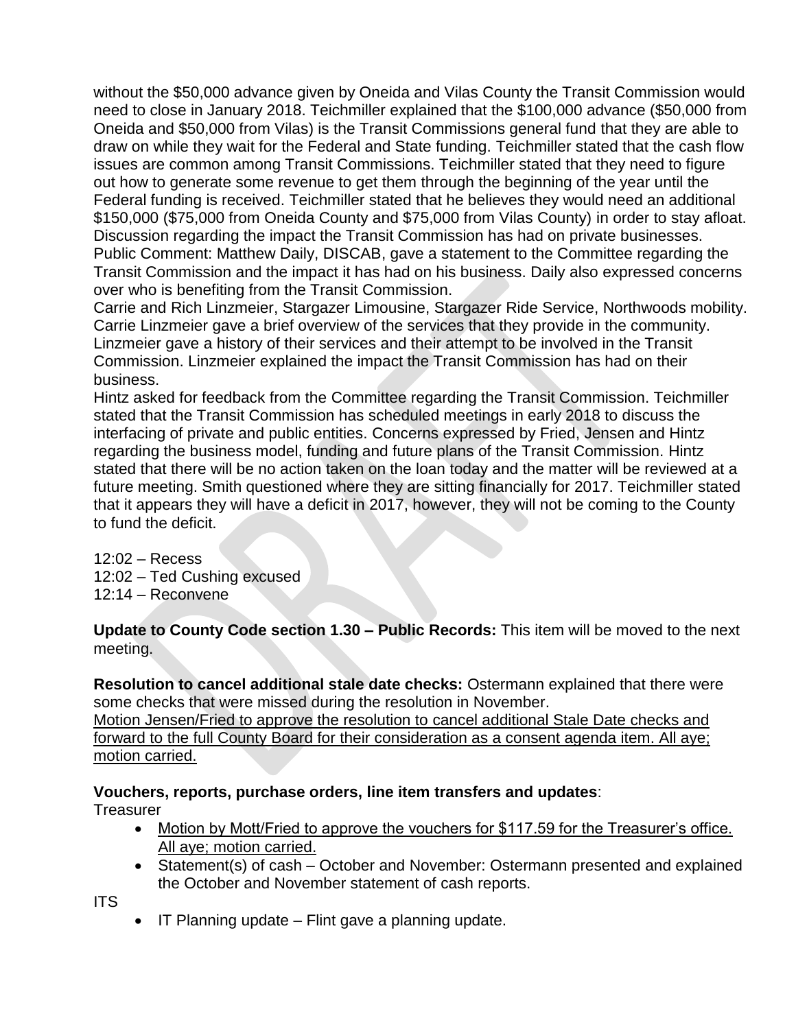without the $50,000 advance given by Oneida and Vilas County the Transit Commission would need to close in January 2018. Teichmiller explained that the $100,000 advance ($50,000 from Oneida and $50,000 from Vilas) is the Transit Commissions general fund that they are able to draw on while they wait for the Federal and State funding. Teichmiller stated that the cash flow issues are common among Transit Commissions. Teichmiller stated that they need to figure out how to generate some revenue to get them through the beginning of the year until the Federal funding is received. Teichmiller stated that he believes they would need an additional $150,000 ($75,000 from Oneida County and $75,000 from Vilas County) in order to stay afloat. Discussion regarding the impact the Transit Commission has had on private businesses.
Public Comment: Matthew Daily, DISCAB, gave a statement to the Committee regarding the Transit Commission and the impact it has had on his business. Daily also expressed concerns over who is benefiting from the Transit Commission.
Carrie and Rich Linzmeier, Stargazer Limousine, Stargazer Ride Service, Northwoods mobility. Carrie Linzmeier gave a brief overview of the services that they provide in the community. Linzmeier gave a history of their services and their attempt to be involved in the Transit Commission. Linzmeier explained the impact the Transit Commission has had on their business.
Hintz asked for feedback from the Committee regarding the Transit Commission. Teichmiller stated that the Transit Commission has scheduled meetings in early 2018 to discuss the interfacing of private and public entities. Concerns expressed by Fried, Jensen and Hintz regarding the business model, funding and future plans of the Transit Commission. Hintz stated that there will be no action taken on the loan today and the matter will be reviewed at a future meeting. Smith questioned where they are sitting financially for 2017. Teichmiller stated that it appears they will have a deficit in 2017, however, they will not be coming to the County to fund the deficit.

12:02 – Recess
12:02 – Ted Cushing excused
12:14 – Reconvene

**Update to County Code section 1.30 – Public Records:** This item will be moved to the next meeting.

**Resolution to cancel additional stale date checks:** Ostermann explained that there were some checks that were missed during the resolution in November.
<u>Motion Jensen/Fried to approve the resolution to cancel additional Stale Date checks and forward to the full County Board for their consideration as a consent agenda item. All aye; motion carried.</u>

**Vouchers, reports, purchase orders, line item transfers and updates**:
Treasurer

- <u>Motion by Mott/Fried to approve the vouchers for $117.59 for the Treasurer's office. All aye; motion carried.</u>
- Statement(s) of cash – October and November: Ostermann presented and explained the October and November statement of cash reports.

ITS

- IT Planning update – Flint gave a planning update.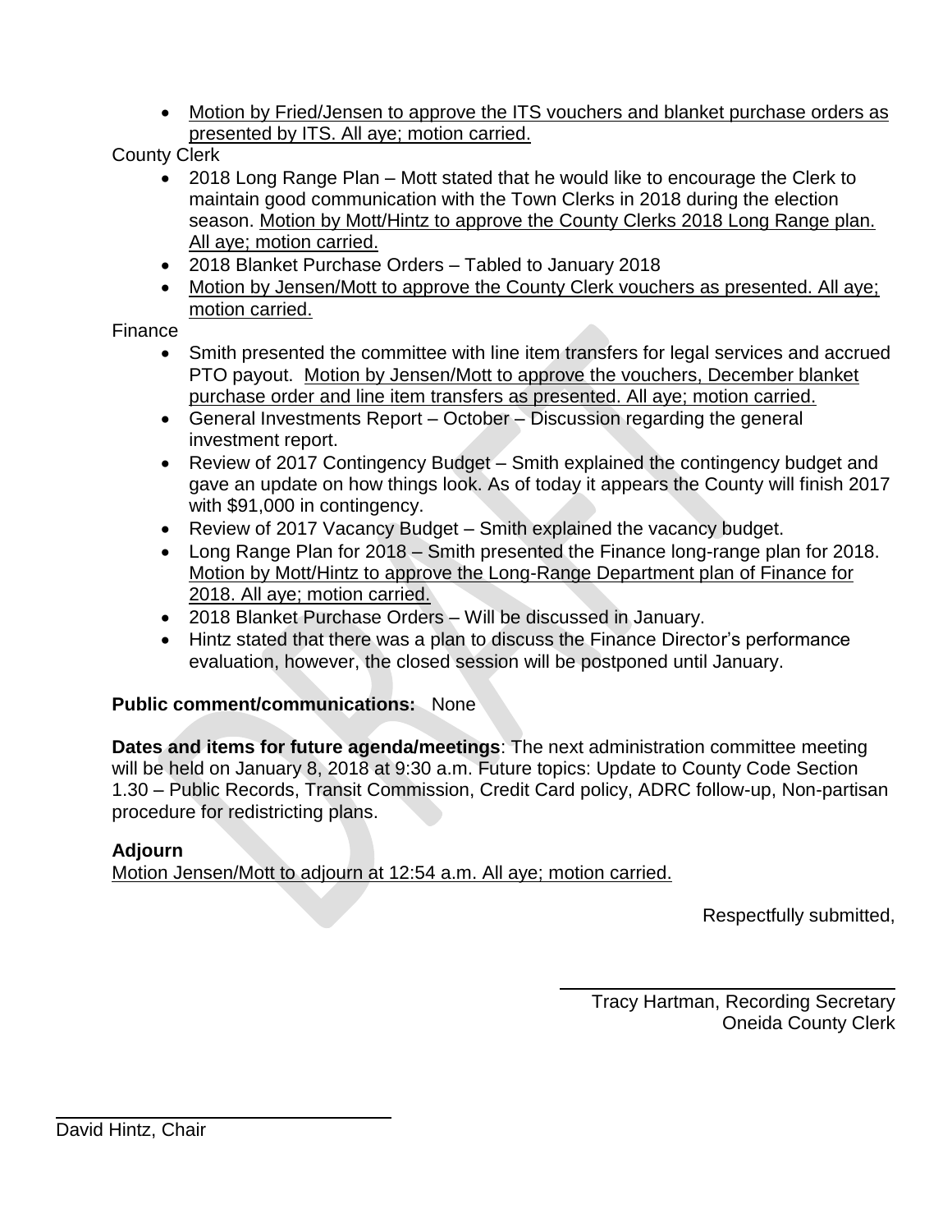- Motion by Fried/Jensen to approve the ITS vouchers and blanket purchase orders as presented by ITS. All aye; motion carried.

County Clerk

- 2018 Long Range Plan – Mott stated that he would like to encourage the Clerk to maintain good communication with the Town Clerks in 2018 during the election season. Motion by Mott/Hintz to approve the County Clerks 2018 Long Range plan. All aye; motion carried.
- 2018 Blanket Purchase Orders – Tabled to January 2018
- Motion by Jensen/Mott to approve the County Clerk vouchers as presented. All aye; motion carried.

Finance

- Smith presented the committee with line item transfers for legal services and accrued PTO payout. Motion by Jensen/Mott to approve the vouchers, December blanket purchase order and line item transfers as presented. All aye; motion carried.
- General Investments Report – October – Discussion regarding the general investment report.
- Review of 2017 Contingency Budget – Smith explained the contingency budget and gave an update on how things look. As of today it appears the County will finish 2017 with $91,000 in contingency.
- Review of 2017 Vacancy Budget – Smith explained the vacancy budget.
- Long Range Plan for 2018 – Smith presented the Finance long-range plan for 2018. Motion by Mott/Hintz to approve the Long-Range Department plan of Finance for 2018. All aye; motion carried.
- 2018 Blanket Purchase Orders – Will be discussed in January.
- Hintz stated that there was a plan to discuss the Finance Director's performance evaluation, however, the closed session will be postponed until January.

**Public comment/communications:** None

**Dates and items for future agenda/meetings**: The next administration committee meeting will be held on January 8, 2018 at 9:30 a.m. Future topics: Update to County Code Section 1.30 – Public Records, Transit Commission, Credit Card policy, ADRC follow-up, Non-partisan procedure for redistricting plans.

**Adjourn**

Motion Jensen/Mott to adjourn at 12:54 a.m. All aye; motion carried.

Respectfully submitted,

Tracy Hartman, Recording Secretary
Oneida County Clerk

David Hintz, Chair